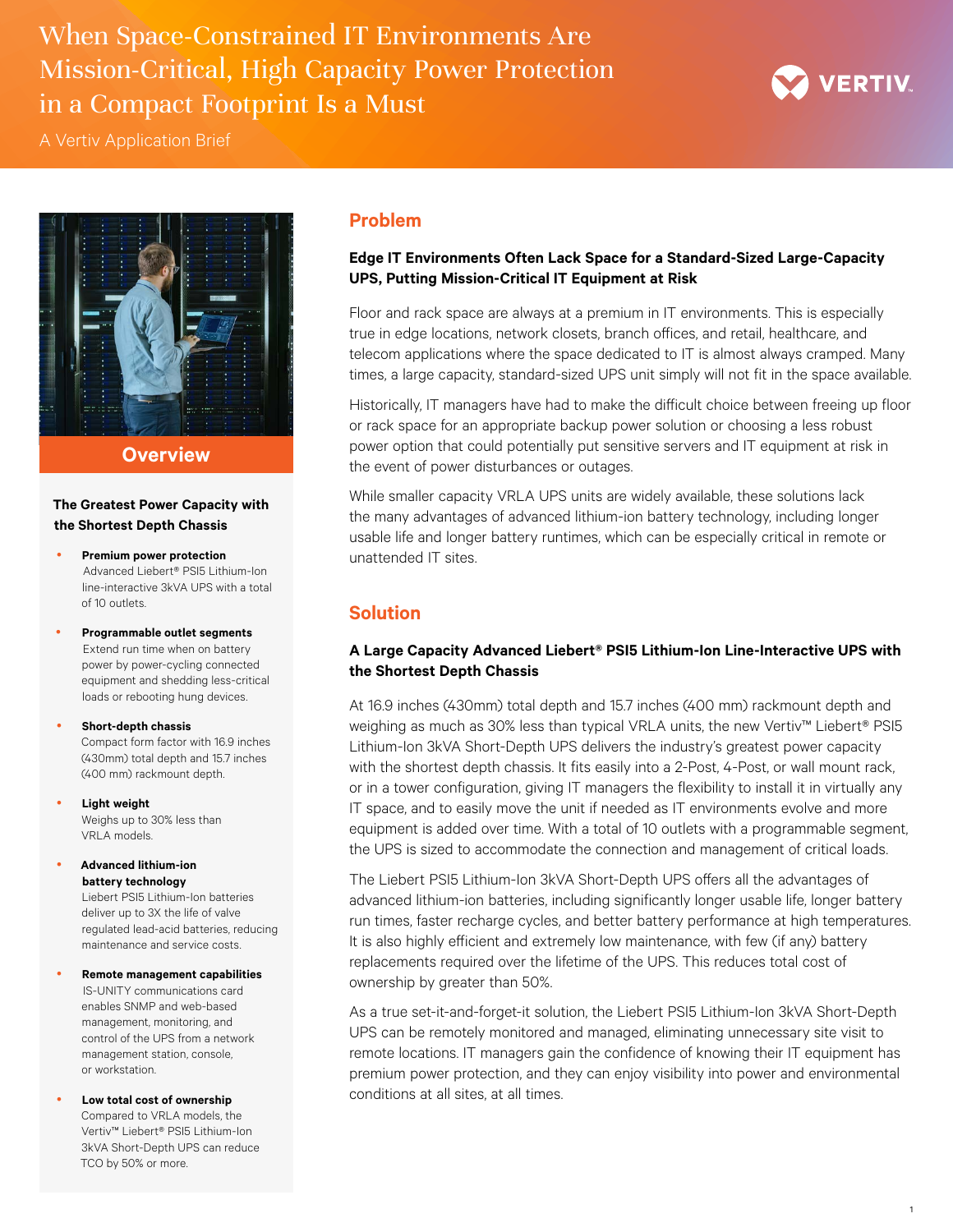# When Space-Constrained IT Environments Are Mission-Critical, High Capacity Power Protection in a Compact Footprint Is a Must

A Vertiv Application Brief

## Overview

**The Greatest Power Capacity with the Shortest Depth Chassis**

- **Premium power protection**
  Advanced Liebert® PSI5 Lithium-Ion line-interactive 3kVA UPS with a total of 10 outlets.
- **Programmable outlet segments**
  Extend run time when on battery power by power-cycling connected equipment and shedding less-critical loads or rebooting hung devices.
- **Short-depth chassis**
  Compact form factor with 16.9 inches (430mm) total depth and 15.7 inches (400 mm) rackmount depth.
- **Light weight**
  Weighs up to 30% less than VRLA models.
- **Advanced lithium-ion battery technology**
  Liebert PSI5 Lithium-Ion batteries deliver up to 3X the life of valve regulated lead-acid batteries, reducing maintenance and service costs.
- **Remote management capabilities**
  IS-UNITY communications card enables SNMP and web-based management, monitoring, and control of the UPS from a network management station, console, or workstation.
- **Low total cost of ownership**
  Compared to VRLA models, the Vertiv™ Liebert® PSI5 Lithium-Ion 3kVA Short-Depth UPS can reduce TCO by 50% or more.

## Problem

**Edge IT Environments Often Lack Space for a Standard-Sized Large-Capacity UPS, Putting Mission-Critical IT Equipment at Risk**

Floor and rack space are always at a premium in IT environments. This is especially true in edge locations, network closets, branch offices, and retail, healthcare, and telecom applications where the space dedicated to IT is almost always cramped. Many times, a large capacity, standard-sized UPS unit simply will not fit in the space available.

Historically, IT managers have had to make the difficult choice between freeing up floor or rack space for an appropriate backup power solution or choosing a less robust power option that could potentially put sensitive servers and IT equipment at risk in the event of power disturbances or outages.

While smaller capacity VRLA UPS units are widely available, these solutions lack the many advantages of advanced lithium-ion battery technology, including longer usable life and longer battery runtimes, which can be especially critical in remote or unattended IT sites.

## Solution

**A Large Capacity Advanced Liebert® PSI5 Lithium-Ion Line-Interactive UPS with the Shortest Depth Chassis**

At 16.9 inches (430mm) total depth and 15.7 inches (400 mm) rackmount depth and weighing as much as 30% less than typical VRLA units, the new Vertiv™ Liebert® PSI5 Lithium-Ion 3kVA Short-Depth UPS delivers the industry's greatest power capacity with the shortest depth chassis. It fits easily into a 2-Post, 4-Post, or wall mount rack, or in a tower configuration, giving IT managers the flexibility to install it in virtually any IT space, and to easily move the unit if needed as IT environments evolve and more equipment is added over time. With a total of 10 outlets with a programmable segment, the UPS is sized to accommodate the connection and management of critical loads.

The Liebert PSI5 Lithium-Ion 3kVA Short-Depth UPS offers all the advantages of advanced lithium-ion batteries, including significantly longer usable life, longer battery run times, faster recharge cycles, and better battery performance at high temperatures. It is also highly efficient and extremely low maintenance, with few (if any) battery replacements required over the lifetime of the UPS. This reduces total cost of ownership by greater than 50%.

As a true set-it-and-forget-it solution, the Liebert PSI5 Lithium-Ion 3kVA Short-Depth UPS can be remotely monitored and managed, eliminating unnecessary site visit to remote locations. IT managers gain the confidence of knowing their IT equipment has premium power protection, and they can enjoy visibility into power and environmental conditions at all sites, at all times.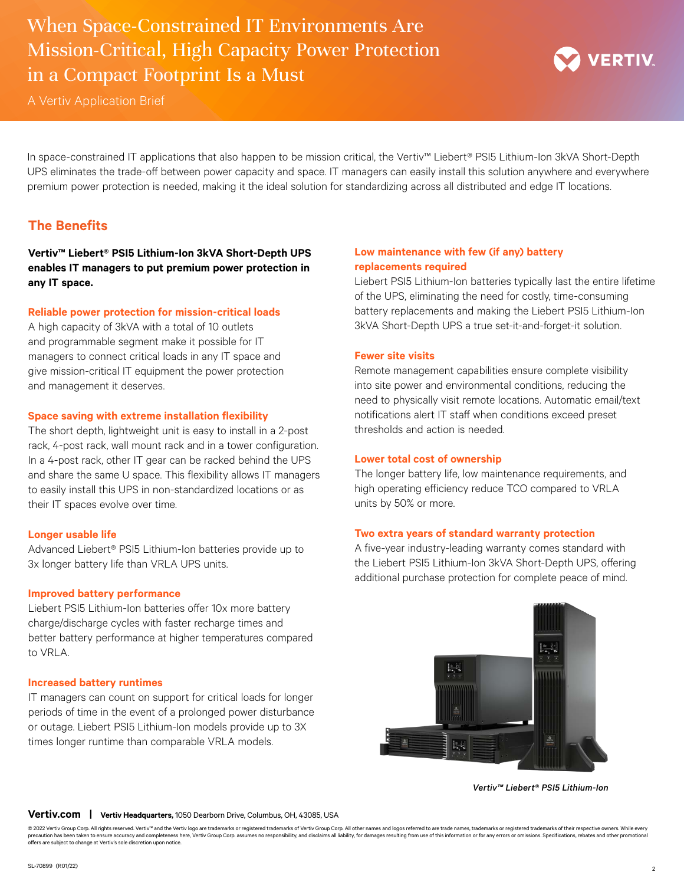# When Space-Constrained IT Environments Are Mission-Critical, High Capacity Power Protection in a Compact Footprint Is a Must

A Vertiv Application Brief

In space-constrained IT applications that also happen to be mission critical, the Vertiv™ Liebert® PSI5 Lithium-Ion 3kVA Short-Depth UPS eliminates the trade-off between power capacity and space. IT managers can easily install this solution anywhere and everywhere premium power protection is needed, making it the ideal solution for standardizing across all distributed and edge IT locations.

## The Benefits

**Vertiv™ Liebert® PSI5 Lithium-Ion 3kVA Short-Depth UPS enables IT managers to put premium power protection in any IT space.**

### Reliable power protection for mission-critical loads

A high capacity of 3kVA with a total of 10 outlets and programmable segment make it possible for IT managers to connect critical loads in any IT space and give mission-critical IT equipment the power protection and management it deserves.

### Space saving with extreme installation flexibility

The short depth, lightweight unit is easy to install in a 2-post rack, 4-post rack, wall mount rack and in a tower configuration. In a 4-post rack, other IT gear can be racked behind the UPS and share the same U space. This flexibility allows IT managers to easily install this UPS in non-standardized locations or as their IT spaces evolve over time.

### Longer usable life

Advanced Liebert® PSI5 Lithium-Ion batteries provide up to 3x longer battery life than VRLA UPS units.

### Improved battery performance

Liebert PSI5 Lithium-Ion batteries offer 10x more battery charge/discharge cycles with faster recharge times and better battery performance at higher temperatures compared to VRLA.

### Increased battery runtimes

IT managers can count on support for critical loads for longer periods of time in the event of a prolonged power disturbance or outage. Liebert PSI5 Lithium-Ion models provide up to 3X times longer runtime than comparable VRLA models.

### Low maintenance with few (if any) battery replacements required

Liebert PSI5 Lithium-Ion batteries typically last the entire lifetime of the UPS, eliminating the need for costly, time-consuming battery replacements and making the Liebert PSI5 Lithium-Ion 3kVA Short-Depth UPS a true set-it-and-forget-it solution.

### Fewer site visits

Remote management capabilities ensure complete visibility into site power and environmental conditions, reducing the need to physically visit remote locations. Automatic email/text notifications alert IT staff when conditions exceed preset thresholds and action is needed.

### Lower total cost of ownership

The longer battery life, low maintenance requirements, and high operating efficiency reduce TCO compared to VRLA units by 50% or more.

### Two extra years of standard warranty protection

A five-year industry-leading warranty comes standard with the Liebert PSI5 Lithium-Ion 3kVA Short-Depth UPS, offering additional purchase protection for complete peace of mind.

*Vertiv™ Liebert® PSI5 Lithium-Ion*

**Vertiv.com** | **Vertiv Headquarters,** 1050 Dearborn Drive, Columbus, OH, 43085, USA

© 2022 Vertiv Group Corp. All rights reserved. Vertiv™ and the Vertiv logo are trademarks or registered trademarks of Vertiv Group Corp. All other names and logos referred to are trade names, trademarks or registered trademarks of their respective owners. While every precaution has been taken to ensure accuracy and completeness here, Vertiv Group Corp. assumes no responsibility, and disclaims all liability, for damages resulting from use of this information or for any errors or omissions. Specifications, rebates and other promotional offers are subject to change at Vertiv's sole discretion upon notice.

SL-70899 (R01/22)